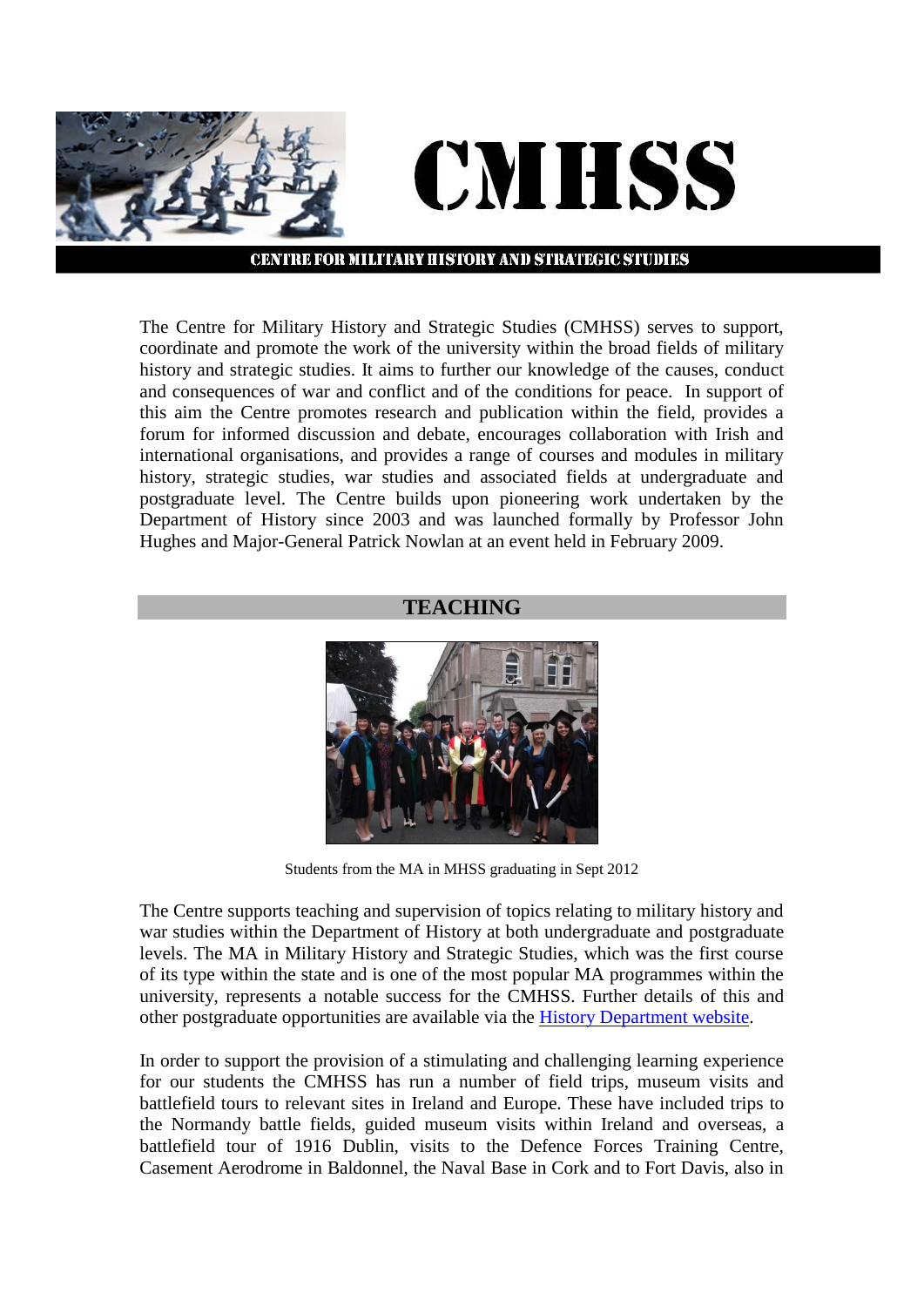# CMHSS

## CENTRE FOR MILITARY HISTORY AND STRATEGIC STUDIES

The Centre for Military History and Strategic Studies (CMHSS) serves to support, coordinate and promote the work of the university within the broad fields of military history and strategic studies. It aims to further our knowledge of the causes, conduct and consequences of war and conflict and of the conditions for peace. In support of this aim the Centre promotes research and publication within the field, provides a forum for informed discussion and debate, encourages collaboration with Irish and international organisations, and provides a range of courses and modules in military history, strategic studies, war studies and associated fields at undergraduate and postgraduate level. The Centre builds upon pioneering work undertaken by the Department of History since 2003 and was launched formally by Professor John Hughes and Major-General Patrick Nowlan at an event held in February 2009.

## TEACHING

Students from the MA in MHSS graduating in Sept 2012

The Centre supports teaching and supervision of topics relating to military history and war studies within the Department of History at both undergraduate and postgraduate levels. The MA in Military History and Strategic Studies, which was the first course of its type within the state and is one of the most popular MA programmes within the university, represents a notable success for the CMHSS. Further details of this and other postgraduate opportunities are available via the History Department website.

In order to support the provision of a stimulating and challenging learning experience for our students the CMHSS has run a number of field trips, museum visits and battlefield tours to relevant sites in Ireland and Europe. These have included trips to the Normandy battle fields, guided museum visits within Ireland and overseas, a battlefield tour of 1916 Dublin, visits to the Defence Forces Training Centre, Casement Aerodrome in Baldonnel, the Naval Base in Cork and to Fort Davis, also in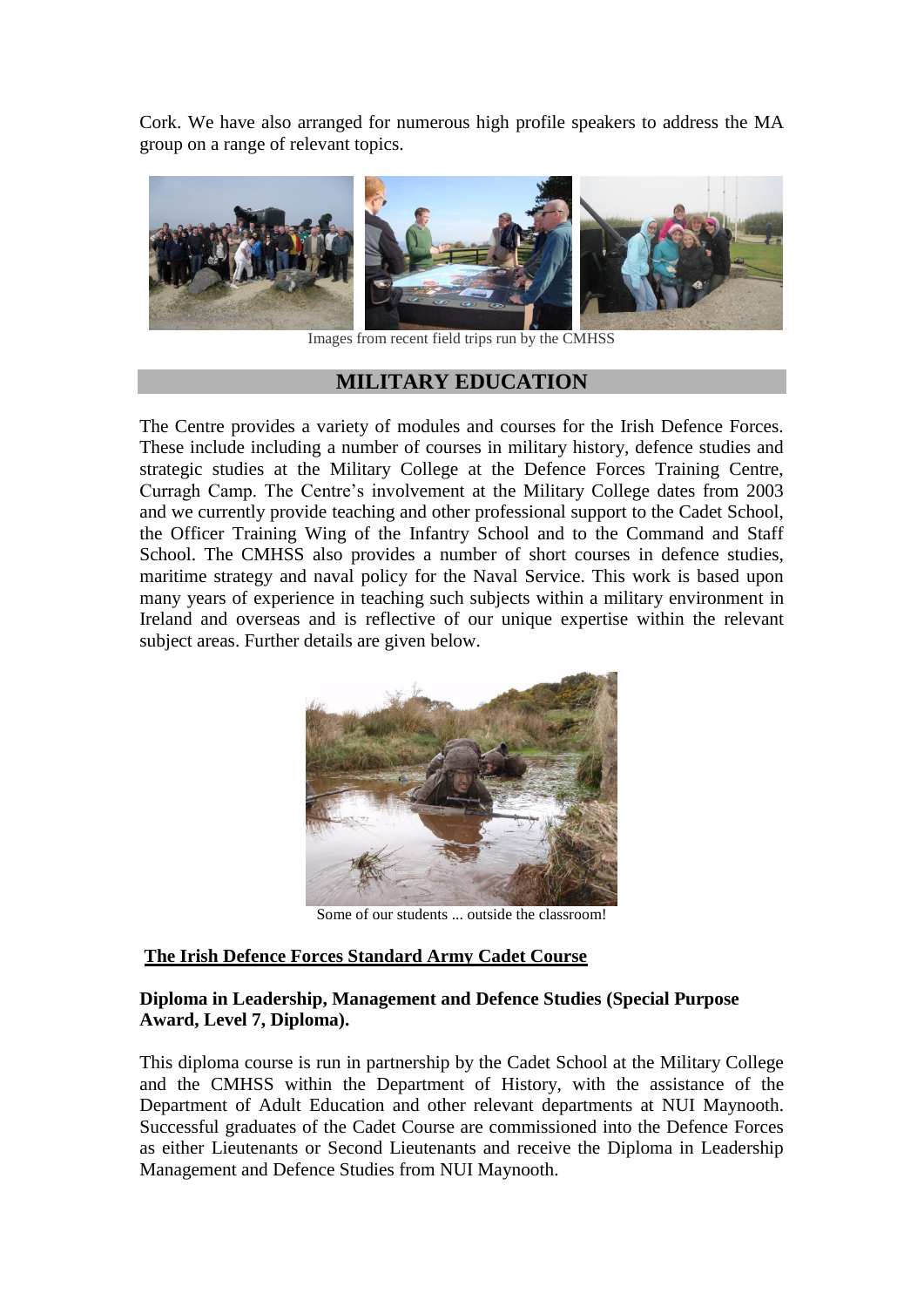Cork. We have also arranged for numerous high profile speakers to address the MA group on a range of relevant topics.

Images from recent field trips run by the CMHSS

## MILITARY EDUCATION

The Centre provides a variety of modules and courses for the Irish Defence Forces. These include including a number of courses in military history, defence studies and strategic studies at the Military College at the Defence Forces Training Centre, Curragh Camp. The Centre's involvement at the Military College dates from 2003 and we currently provide teaching and other professional support to the Cadet School, the Officer Training Wing of the Infantry School and to the Command and Staff School. The CMHSS also provides a number of short courses in defence studies, maritime strategy and naval policy for the Naval Service. This work is based upon many years of experience in teaching such subjects within a military environment in Ireland and overseas and is reflective of our unique expertise within the relevant subject areas. Further details are given below.

Some of our students ... outside the classroom!

### The Irish Defence Forces Standard Army Cadet Course

**Diploma in Leadership, Management and Defence Studies (Special Purpose Award, Level 7, Diploma).**

This diploma course is run in partnership by the Cadet School at the Military College and the CMHSS within the Department of History, with the assistance of the Department of Adult Education and other relevant departments at NUI Maynooth. Successful graduates of the Cadet Course are commissioned into the Defence Forces as either Lieutenants or Second Lieutenants and receive the Diploma in Leadership Management and Defence Studies from NUI Maynooth.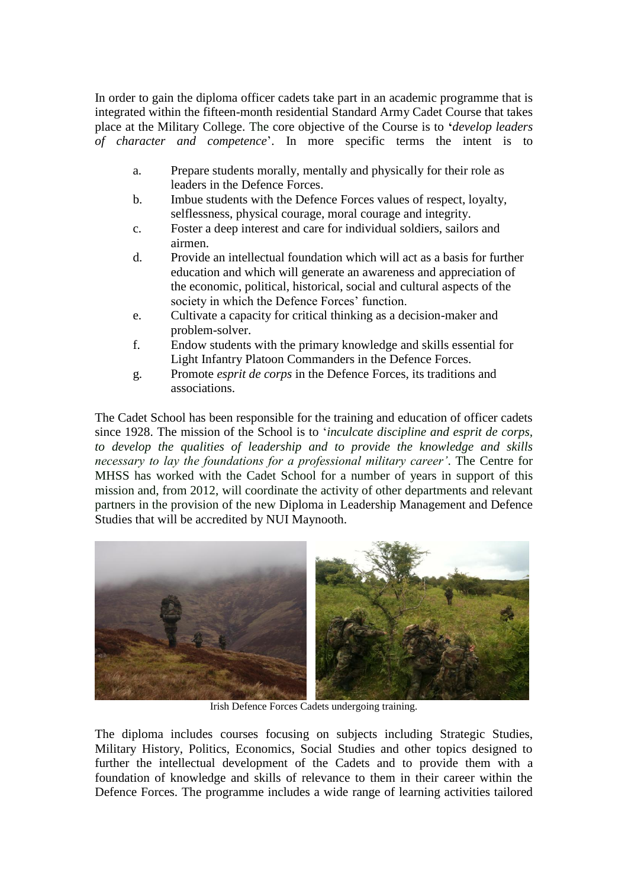In order to gain the diploma officer cadets take part in an academic programme that is integrated within the fifteen-month residential Standard Army Cadet Course that takes place at the Military College. The core objective of the Course is to '*develop leaders of character and competence*'. In more specific terms the intent is to

a. Prepare students morally, mentally and physically for their role as leaders in the Defence Forces.
b. Imbue students with the Defence Forces values of respect, loyalty, selflessness, physical courage, moral courage and integrity.
c. Foster a deep interest and care for individual soldiers, sailors and airmen.
d. Provide an intellectual foundation which will act as a basis for further education and which will generate an awareness and appreciation of the economic, political, historical, social and cultural aspects of the society in which the Defence Forces' function.
e. Cultivate a capacity for critical thinking as a decision-maker and problem-solver.
f. Endow students with the primary knowledge and skills essential for Light Infantry Platoon Commanders in the Defence Forces.
g. Promote *esprit de corps* in the Defence Forces, its traditions and associations.

The Cadet School has been responsible for the training and education of officer cadets since 1928. The mission of the School is to '*inculcate discipline and esprit de corps, to develop the qualities of leadership and to provide the knowledge and skills necessary to lay the foundations for a professional military career'*. The Centre for MHSS has worked with the Cadet School for a number of years in support of this mission and, from 2012, will coordinate the activity of other departments and relevant partners in the provision of the new Diploma in Leadership Management and Defence Studies that will be accredited by NUI Maynooth.

Irish Defence Forces Cadets undergoing training.

The diploma includes courses focusing on subjects including Strategic Studies, Military History, Politics, Economics, Social Studies and other topics designed to further the intellectual development of the Cadets and to provide them with a foundation of knowledge and skills of relevance to them in their career within the Defence Forces. The programme includes a wide range of learning activities tailored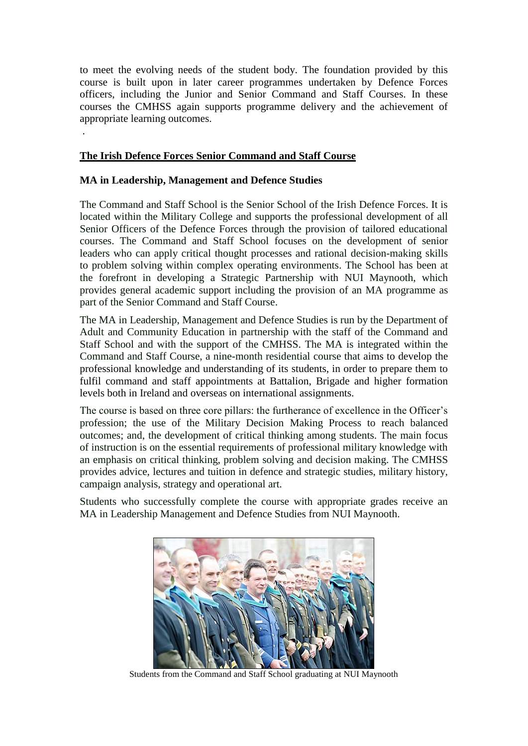to meet the evolving needs of the student body. The foundation provided by this course is built upon in later career programmes undertaken by Defence Forces officers, including the Junior and Senior Command and Staff Courses. In these courses the CMHSS again supports programme delivery and the achievement of appropriate learning outcomes.

.

## The Irish Defence Forces Senior Command and Staff Course

### MA in Leadership, Management and Defence Studies

The Command and Staff School is the Senior School of the Irish Defence Forces. It is located within the Military College and supports the professional development of all Senior Officers of the Defence Forces through the provision of tailored educational courses. The Command and Staff School focuses on the development of senior leaders who can apply critical thought processes and rational decision-making skills to problem solving within complex operating environments. The School has been at the forefront in developing a Strategic Partnership with NUI Maynooth, which provides general academic support including the provision of an MA programme as part of the Senior Command and Staff Course.

The MA in Leadership, Management and Defence Studies is run by the Department of Adult and Community Education in partnership with the staff of the Command and Staff School and with the support of the CMHSS. The MA is integrated within the Command and Staff Course, a nine-month residential course that aims to develop the professional knowledge and understanding of its students, in order to prepare them to fulfil command and staff appointments at Battalion, Brigade and higher formation levels both in Ireland and overseas on international assignments.

The course is based on three core pillars: the furtherance of excellence in the Officer's profession; the use of the Military Decision Making Process to reach balanced outcomes; and, the development of critical thinking among students. The main focus of instruction is on the essential requirements of professional military knowledge with an emphasis on critical thinking, problem solving and decision making. The CMHSS provides advice, lectures and tuition in defence and strategic studies, military history, campaign analysis, strategy and operational art.

Students who successfully complete the course with appropriate grades receive an MA in Leadership Management and Defence Studies from NUI Maynooth.

Students from the Command and Staff School graduating at NUI Maynooth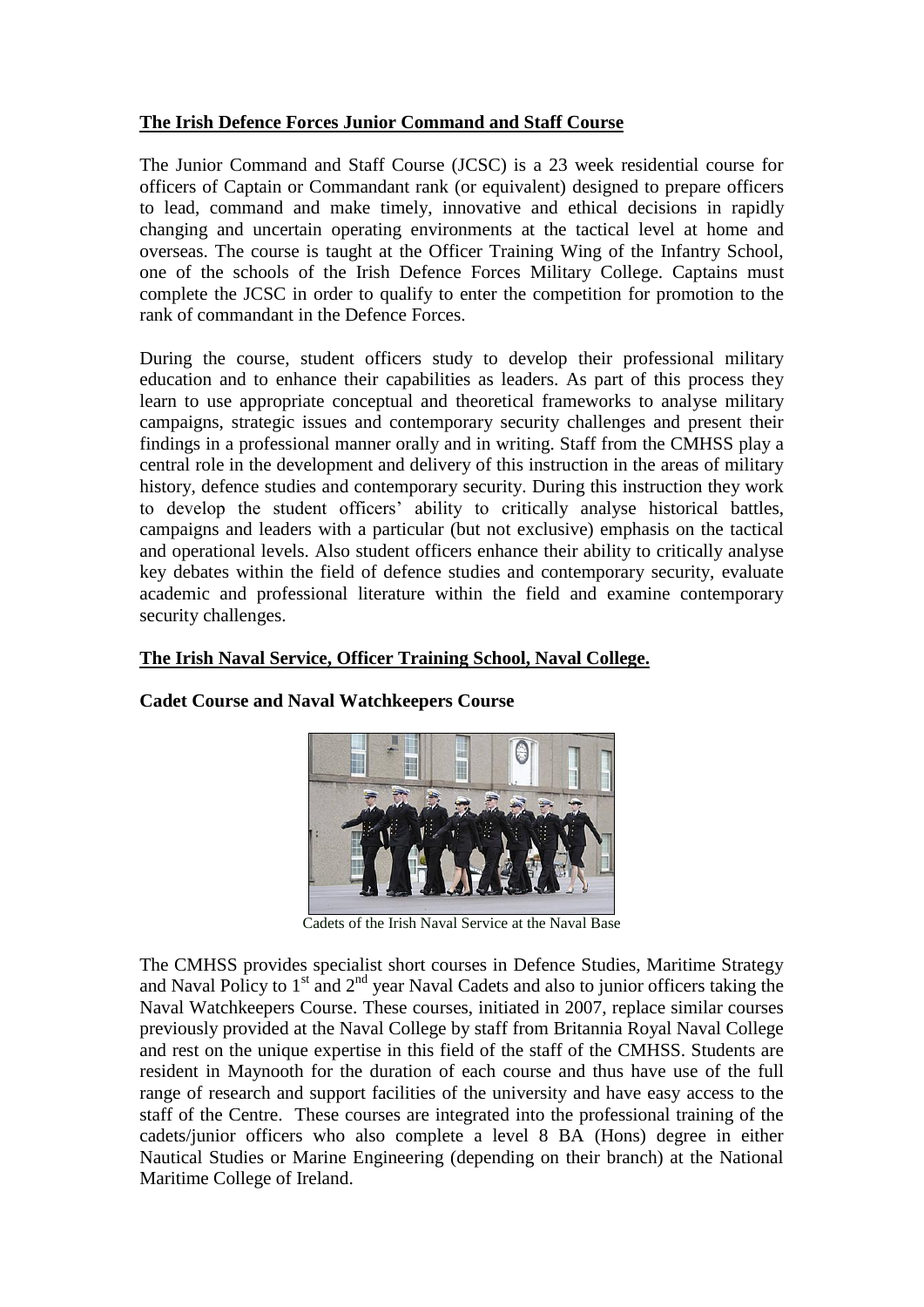## The Irish Defence Forces Junior Command and Staff Course

The Junior Command and Staff Course (JCSC) is a 23 week residential course for officers of Captain or Commandant rank (or equivalent) designed to prepare officers to lead, command and make timely, innovative and ethical decisions in rapidly changing and uncertain operating environments at the tactical level at home and overseas. The course is taught at the Officer Training Wing of the Infantry School, one of the schools of the Irish Defence Forces Military College. Captains must complete the JCSC in order to qualify to enter the competition for promotion to the rank of commandant in the Defence Forces.

During the course, student officers study to develop their professional military education and to enhance their capabilities as leaders. As part of this process they learn to use appropriate conceptual and theoretical frameworks to analyse military campaigns, strategic issues and contemporary security challenges and present their findings in a professional manner orally and in writing. Staff from the CMHSS play a central role in the development and delivery of this instruction in the areas of military history, defence studies and contemporary security. During this instruction they work to develop the student officers' ability to critically analyse historical battles, campaigns and leaders with a particular (but not exclusive) emphasis on the tactical and operational levels. Also student officers enhance their ability to critically analyse key debates within the field of defence studies and contemporary security, evaluate academic and professional literature within the field and examine contemporary security challenges.

## The Irish Naval Service, Officer Training School, Naval College.

### Cadet Course and Naval Watchkeepers Course

Cadets of the Irish Naval Service at the Naval Base

The CMHSS provides specialist short courses in Defence Studies, Maritime Strategy and Naval Policy to 1st and 2nd year Naval Cadets and also to junior officers taking the Naval Watchkeepers Course. These courses, initiated in 2007, replace similar courses previously provided at the Naval College by staff from Britannia Royal Naval College and rest on the unique expertise in this field of the staff of the CMHSS. Students are resident in Maynooth for the duration of each course and thus have use of the full range of research and support facilities of the university and have easy access to the staff of the Centre. These courses are integrated into the professional training of the cadets/junior officers who also complete a level 8 BA (Hons) degree in either Nautical Studies or Marine Engineering (depending on their branch) at the National Maritime College of Ireland.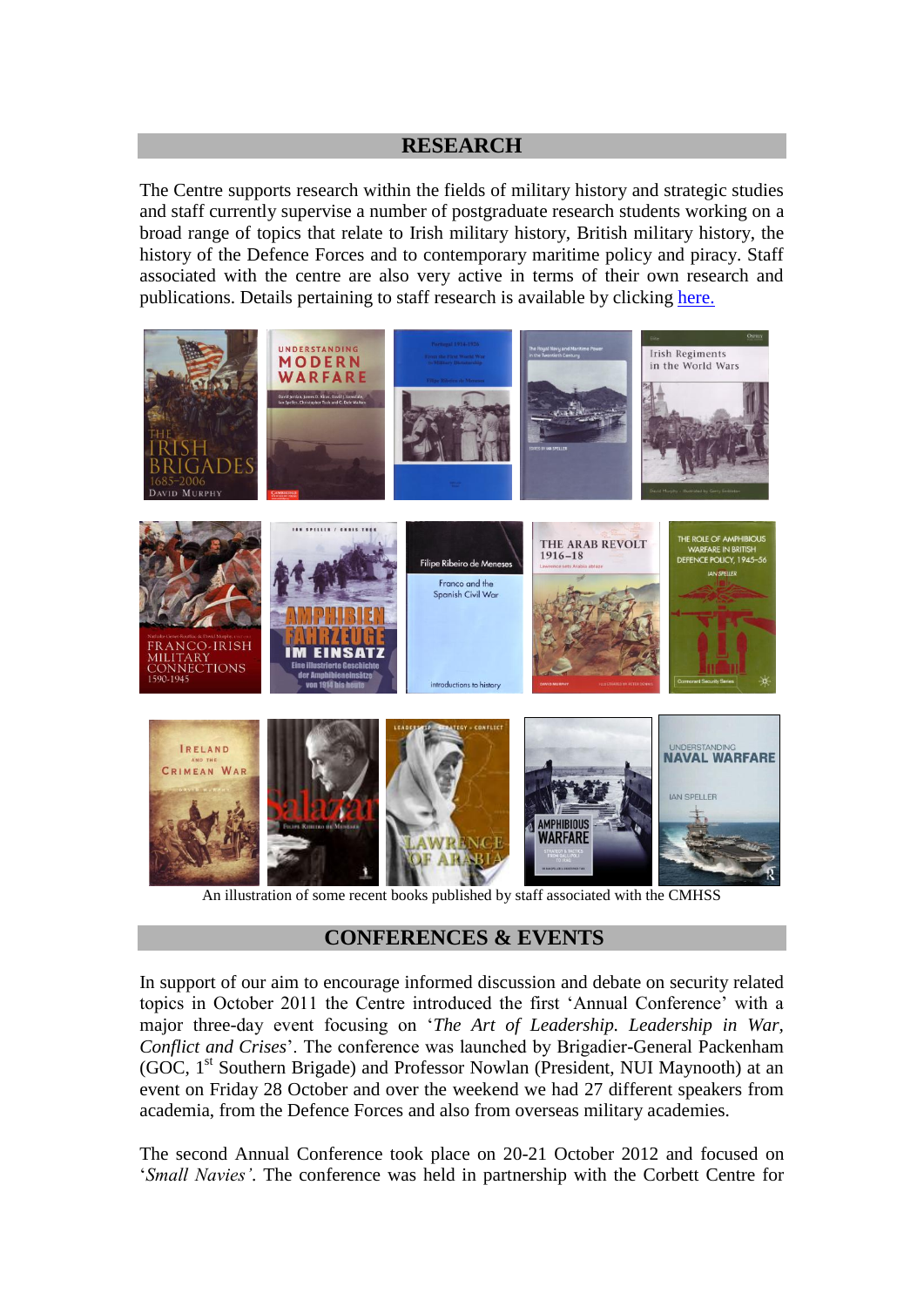## RESEARCH

The Centre supports research within the fields of military history and strategic studies and staff currently supervise a number of postgraduate research students working on a broad range of topics that relate to Irish military history, British military history, the history of the Defence Forces and to contemporary maritime policy and piracy. Staff associated with the centre are also very active in terms of their own research and publications. Details pertaining to staff research is available by clicking here.

An illustration of some recent books published by staff associated with the CMHSS

## CONFERENCES & EVENTS

In support of our aim to encourage informed discussion and debate on security related topics in October 2011 the Centre introduced the first 'Annual Conference' with a major three-day event focusing on '*The Art of Leadership. Leadership in War, Conflict and Crises*'. The conference was launched by Brigadier-General Packenham (GOC, 1st Southern Brigade) and Professor Nowlan (President, NUI Maynooth) at an event on Friday 28 October and over the weekend we had 27 different speakers from academia, from the Defence Forces and also from overseas military academies.

The second Annual Conference took place on 20-21 October 2012 and focused on '*Small Navies'*. The conference was held in partnership with the Corbett Centre for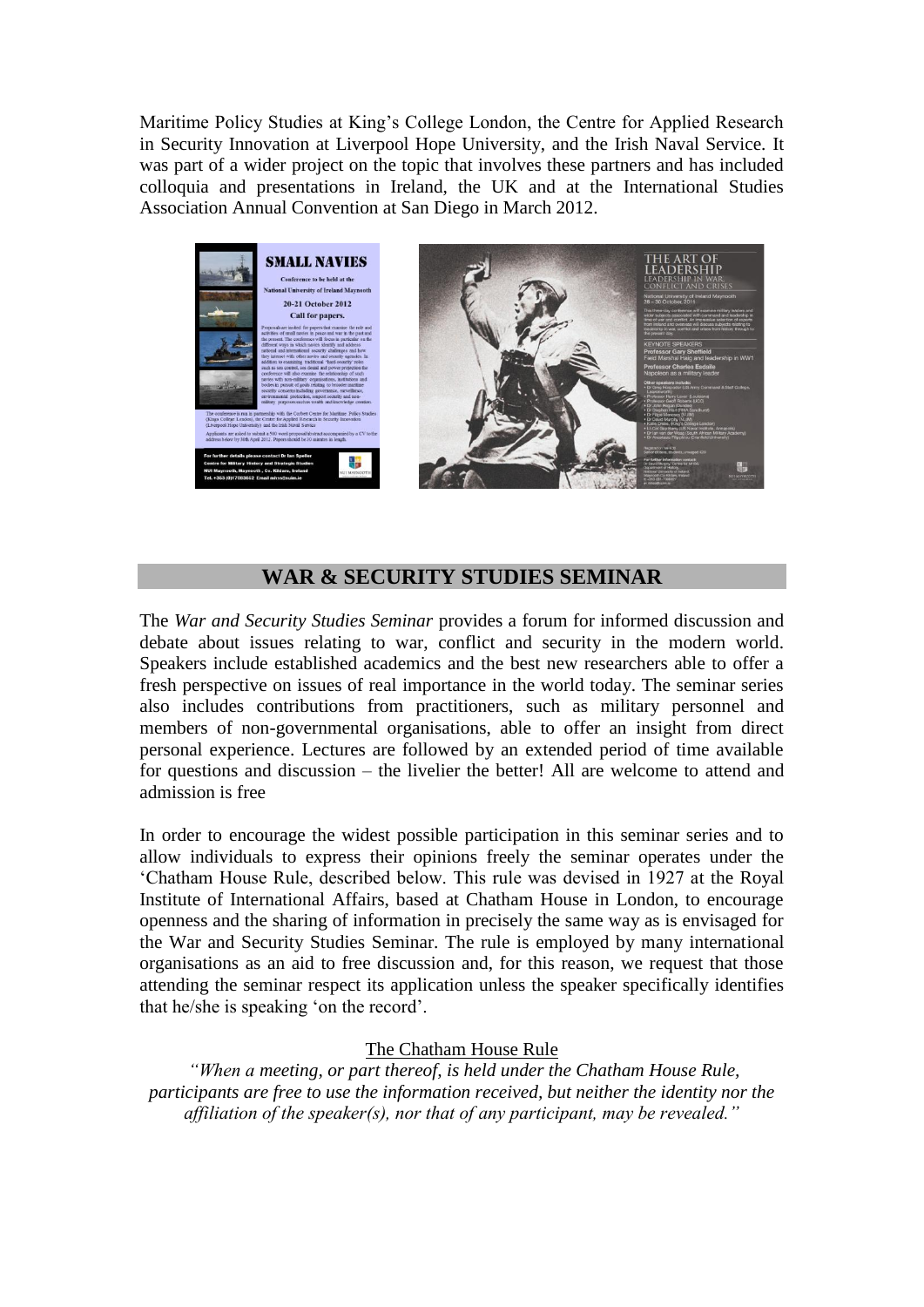Maritime Policy Studies at King's College London, the Centre for Applied Research in Security Innovation at Liverpool Hope University, and the Irish Naval Service. It was part of a wider project on the topic that involves these partners and has included colloquia and presentations in Ireland, the UK and at the International Studies Association Annual Convention at San Diego in March 2012.

## WAR & SECURITY STUDIES SEMINAR

The *War and Security Studies Seminar* provides a forum for informed discussion and debate about issues relating to war, conflict and security in the modern world. Speakers include established academics and the best new researchers able to offer a fresh perspective on issues of real importance in the world today. The seminar series also includes contributions from practitioners, such as military personnel and members of non-governmental organisations, able to offer an insight from direct personal experience. Lectures are followed by an extended period of time available for questions and discussion – the livelier the better! All are welcome to attend and admission is free

In order to encourage the widest possible participation in this seminar series and to allow individuals to express their opinions freely the seminar operates under the 'Chatham House Rule, described below. This rule was devised in 1927 at the Royal Institute of International Affairs, based at Chatham House in London, to encourage openness and the sharing of information in precisely the same way as is envisaged for the War and Security Studies Seminar. The rule is employed by many international organisations as an aid to free discussion and, for this reason, we request that those attending the seminar respect its application unless the speaker specifically identifies that he/she is speaking 'on the record'.

The Chatham House Rule

*"When a meeting, or part thereof, is held under the Chatham House Rule, participants are free to use the information received, but neither the identity nor the affiliation of the speaker(s), nor that of any participant, may be revealed."*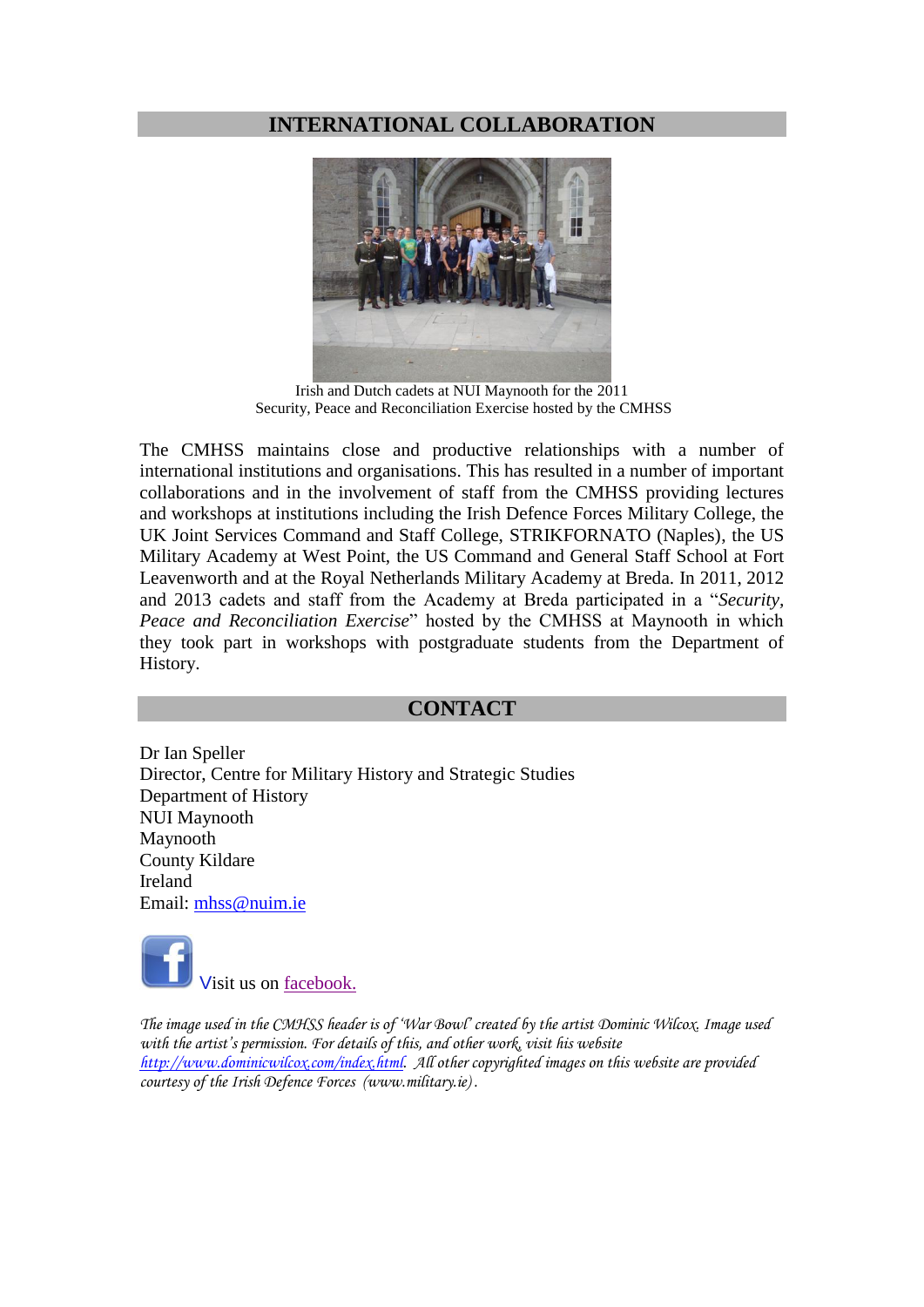## INTERNATIONAL COLLABORATION

Irish and Dutch cadets at NUI Maynooth for the 2011 Security, Peace and Reconciliation Exercise hosted by the CMHSS

The CMHSS maintains close and productive relationships with a number of international institutions and organisations. This has resulted in a number of important collaborations and in the involvement of staff from the CMHSS providing lectures and workshops at institutions including the Irish Defence Forces Military College, the UK Joint Services Command and Staff College, STRIKFORNATO (Naples), the US Military Academy at West Point, the US Command and General Staff School at Fort Leavenworth and at the Royal Netherlands Military Academy at Breda. In 2011, 2012 and 2013 cadets and staff from the Academy at Breda participated in a "*Security, Peace and Reconciliation Exercise*" hosted by the CMHSS at Maynooth in which they took part in workshops with postgraduate students from the Department of History.

## CONTACT

Dr Ian Speller
Director, Centre for Military History and Strategic Studies
Department of History
NUI Maynooth
Maynooth
County Kildare
Ireland
Email: mhss@nuim.ie

Visit us on facebook.

*The image used in the CMHSS header is of 'War Bowl' created by the artist Dominic Wilcox. Image used with the artist's permission. For details of this, and other work, visit his website http://www.dominicwilcox.com/index.html. All other copyrighted images on this website are provided courtesy of the Irish Defence Forces (www.military.ie).*